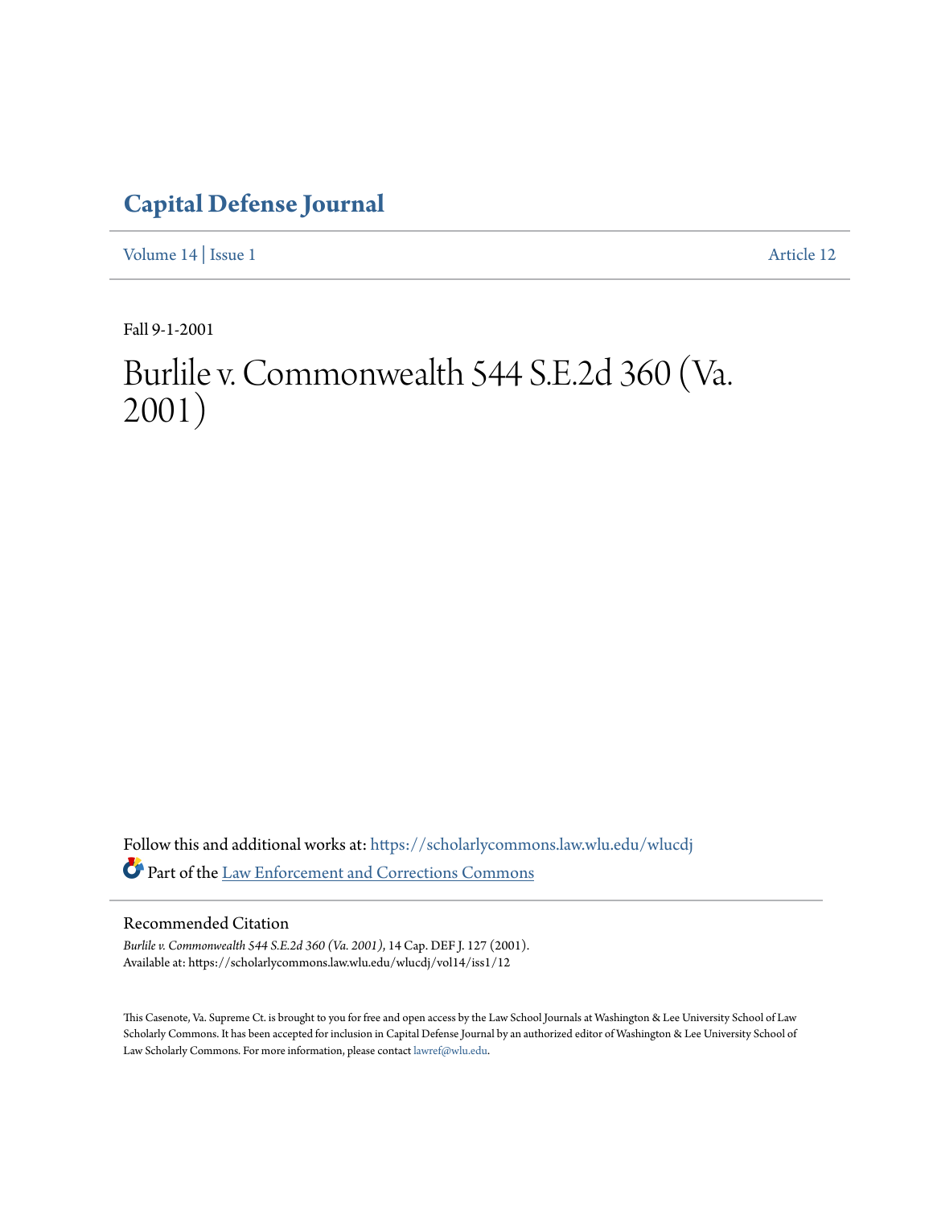# Capital Defense Journal

Volume 14 | Issue 1 Article 12

Fall 9-1-2001

# Burlile v. Commonwealth 544 S.E.2d 360 (Va. 2001)

Follow this and additional works at: https://scholarlycommons.law.wlu.edu/wlucdj

Part of the Law Enforcement and Corrections Commons

## Recommended Citation

*Burlile v. Commonwealth 544 S.E.2d 360 (Va. 2001)*, 14 Cap. DEF J. 127 (2001).
Available at: https://scholarlycommons.law.wlu.edu/wlucdj/vol14/iss1/12

This Casenote, Va. Supreme Ct. is brought to you for free and open access by the Law School Journals at Washington & Lee University School of Law Scholarly Commons. It has been accepted for inclusion in Capital Defense Journal by an authorized editor of Washington & Lee University School of Law Scholarly Commons. For more information, please contact lawref@wlu.edu.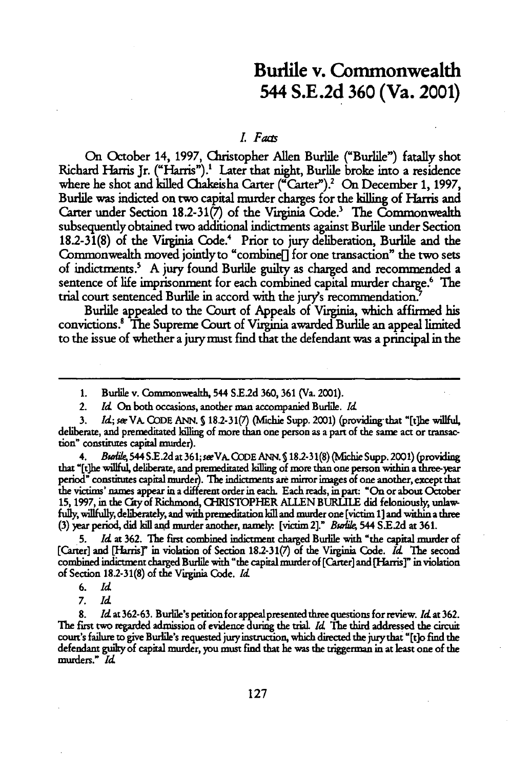# Burlile v. Commonwealth 544 S.E.2d 360 (Va. 2001)

## *I. Facts*

On October 14, 1997, Christopher Allen Burlile ("Burlile") fatally shot Richard Harris Jr. ("Harris").[1] Later that night, Burlile broke into a residence where he shot and killed Chakeisha Carter ("Carter").[2] On December 1, 1997, Burlile was indicted on two capital murder charges for the killing of Harris and Carter under Section 18.2-31(7) of the Virginia Code.[3] The Commonwealth subsequently obtained two additional indictments against Burlile under Section 18.2-31(8) of the Virginia Code.[4] Prior to jury deliberation, Burlile and the Commonwealth moved jointly to "combine[] for one transaction" the two sets of indictments.[5] A jury found Burlile guilty as charged and recommended a sentence of life imprisonment for each combined capital murder charge.[6] The trial court sentenced Burlile in accord with the jury's recommendation.[7]

Burlile appealed to the Court of Appeals of Virginia, which affirmed his convictions.[8] The Supreme Court of Virginia awarded Burlile an appeal limited to the issue of whether a jury must find that the defendant was a principal in the

---

1. Burlile v. Commonwealth, 544 S.E.2d 360, 361 (Va. 2001).

2. *Id.* On both occasions, another man accompanied Burlile. *Id.*

3. *Id.*; *see* VA. CODE ANN. § 18.2-31(7) (Michie Supp. 2001) (providing that "[t]he willful, deliberate, and premeditated killing of more than one person as a part of the same act or transaction" constitutes capital murder).

4. *Burlile*, 544 S.E.2d at 361; *see* VA. CODE ANN. § 18.2-31(8) (Michie Supp. 2001) (providing that "[t]he willful, deliberate, and premeditated killing of more than one person within a three-year period" constitutes capital murder). The indictments are mirror images of one another, except that the victims' names appear in a different order in each. Each reads, in part: "On or about October 15, 1997, in the City of Richmond, CHRISTOPHER ALLEN BURLILE did feloniously, unlawfully, willfully, deliberately, and with premeditation kill and murder one [victim 1] and within a three (3) year period, did kill and murder another, namely: [victim 2]." *Burlile*, 544 S.E.2d at 361.

5. *Id.* at 362. The first combined indictment charged Burlile with "the capital murder of [Carter] and [Harris]" in violation of Section 18.2-31(7) of the Virginia Code. *Id.* The second combined indictment charged Burlile with "the capital murder of [Carter] and [Harris]" in violation of Section 18.2-31(8) of the Virginia Code. *Id.*

6. *Id.*

7. *Id.*

8. *Id.* at 362-63. Burlile's petition for appeal presented three questions for review. *Id.* at 362. The first two regarded admission of evidence during the trial. *Id.* The third addressed the circuit court's failure to give Burlile's requested jury instruction, which directed the jury that "[t]o find the defendant guilty of capital murder, you must find that he was the triggerman in at least one of the murders." *Id.*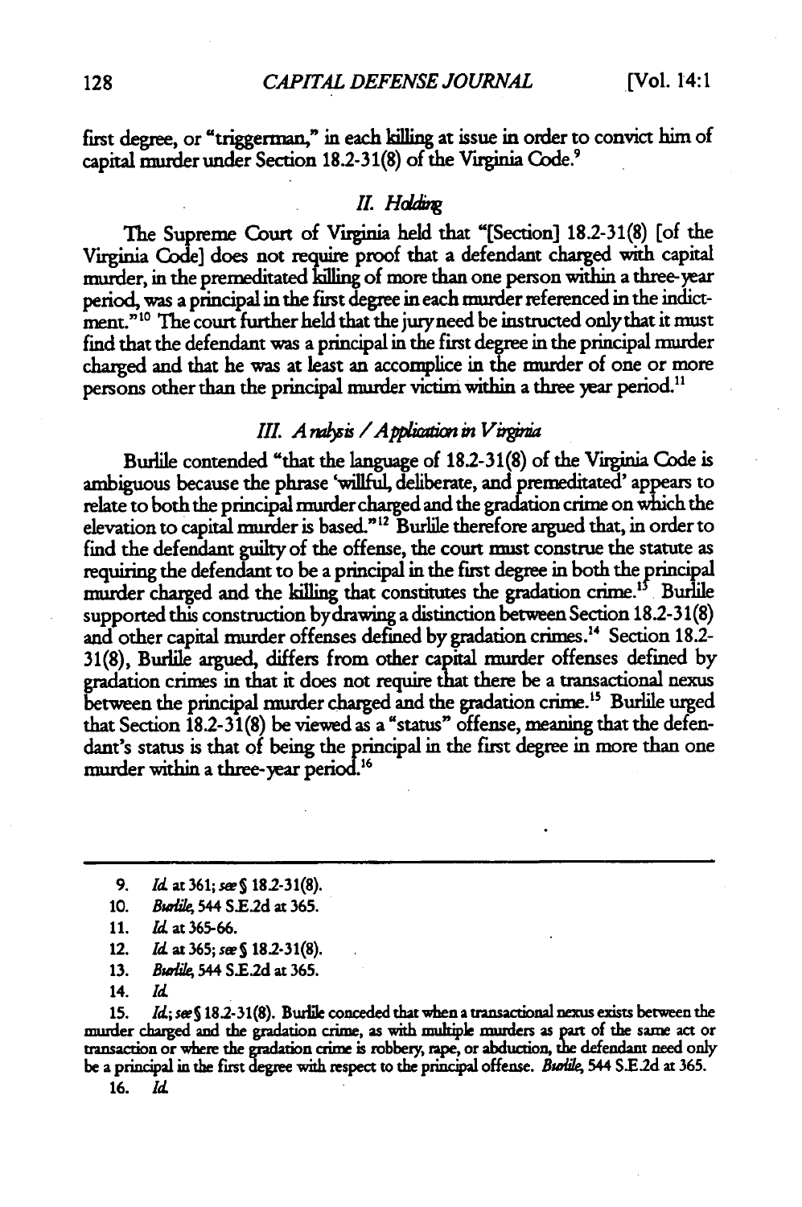first degree, or "triggerman," in each killing at issue in order to convict him of capital murder under Section 18.2-31(8) of the Virginia Code.[9]

## *II. Holding*

The Supreme Court of Virginia held that "[Section] 18.2-31(8) [of the Virginia Code] does not require proof that a defendant charged with capital murder, in the premeditated killing of more than one person within a three-year period, was a principal in the first degree in each murder referenced in the indictment."[10] The court further held that the jury need be instructed only that it must find that the defendant was a principal in the first degree in the principal murder charged and that he was at least an accomplice in the murder of one or more persons other than the principal murder victim within a three year period.[11]

## *III. Analysis / Application in Virginia*

Burlile contended "that the language of 18.2-31(8) of the Virginia Code is ambiguous because the phrase 'willful, deliberate, and premeditated' appears to relate to both the principal murder charged and the gradation crime on which the elevation to capital murder is based."[12] Burlile therefore argued that, in order to find the defendant guilty of the offense, the court must construe the statute as requiring the defendant to be a principal in the first degree in both the principal murder charged and the killing that constitutes the gradation crime.[13] Burlile supported this construction by drawing a distinction between Section 18.2-31(8) and other capital murder offenses defined by gradation crimes.[14] Section 18.2-31(8), Burlile argued, differs from other capital murder offenses defined by gradation crimes in that it does not require that there be a transactional nexus between the principal murder charged and the gradation crime.[15] Burlile urged that Section 18.2-31(8) be viewed as a "status" offense, meaning that the defendant's status is that of being the principal in the first degree in more than one murder within a three-year period.[16]

---

9. *Id.* at 361; *see* § 18.2-31(8).

10. *Burlile*, 544 S.E.2d at 365.

11. *Id.* at 365-66.

12. *Id.* at 365; *see* § 18.2-31(8).

13. *Burlile*, 544 S.E.2d at 365.

14. *Id.*

15. *Id.*; *see* § 18.2-31(8). Burlile conceded that when a transactional nexus exists between the murder charged and the gradation crime, as with multiple murders as part of the same act or transaction or where the gradation crime is robbery, rape, or abduction, the defendant need only be a principal in the first degree with respect to the principal offense. *Burlile*, 544 S.E.2d at 365.

16. *Id.*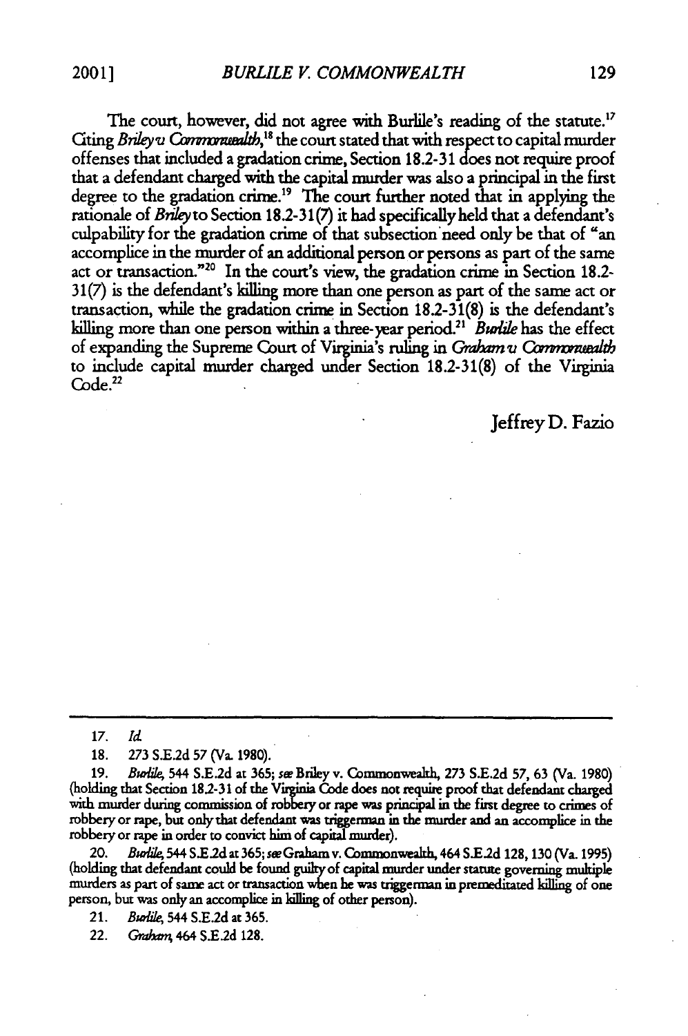The court, however, did not agree with Burlile's reading of the statute.[17] Citing *Briley v. Commonwealth*,[18] the court stated that with respect to capital murder offenses that included a gradation crime, Section 18.2-31 does not require proof that a defendant charged with the capital murder was also a principal in the first degree to the gradation crime.[19] The court further noted that in applying the rationale of *Briley* to Section 18.2-31(7) it had specifically held that a defendant's culpability for the gradation crime of that subsection need only be that of "an accomplice in the murder of an additional person or persons as part of the same act or transaction."[20] In the court's view, the gradation crime in Section 18.2-31(7) is the defendant's killing more than one person as part of the same act or transaction, while the gradation crime in Section 18.2-31(8) is the defendant's killing more than one person within a three-year period.[21] *Burlile* has the effect of expanding the Supreme Court of Virginia's ruling in *Graham v. Commonwealth* to include capital murder charged under Section 18.2-31(8) of the Virginia Code.[22]

Jeffrey D. Fazio

---

17. *Id.*

18. 273 S.E.2d 57 (Va. 1980).

19. *Burlile*, 544 S.E.2d at 365; *see* Briley v. Commonwealth, 273 S.E.2d 57, 63 (Va. 1980) (holding that Section 18.2-31 of the Virginia Code does not require proof that defendant charged with murder during commission of robbery or rape was principal in the first degree to crimes of robbery or rape, but only that defendant was triggerman in the murder and an accomplice in the robbery or rape in order to convict him of capital murder).

20. *Burlile*, 544 S.E.2d at 365; *see* Graham v. Commonwealth, 464 S.E.2d 128, 130 (Va. 1995) (holding that defendant could be found guilty of capital murder under statute governing multiple murders as part of same act or transaction when he was triggerman in premeditated killing of one person, but was only an accomplice in killing of other person).

21. *Burlile*, 544 S.E.2d at 365.

22. *Graham*, 464 S.E.2d 128.